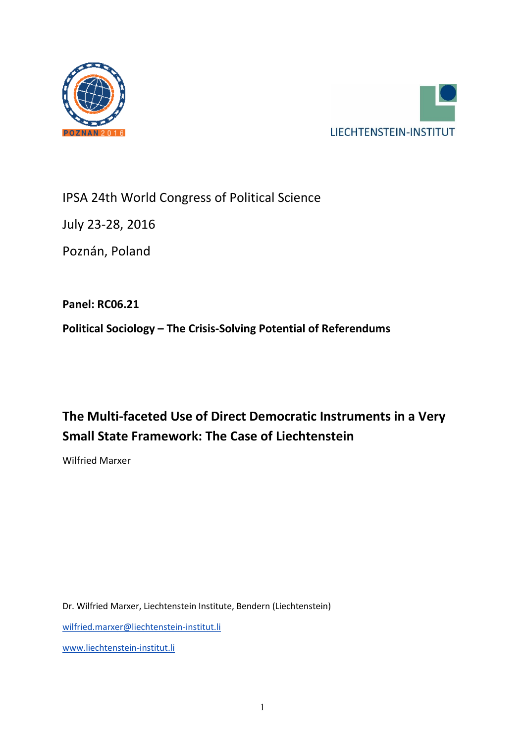LIECHTENSTEIN-INSTITUT

IPSA 24th World Congress of Political Science

July 23-28, 2016

Poznán, Poland

**Panel: RC06.21**

**Political Sociology – The Crisis-Solving Potential of Referendums**

# The Multi-faceted Use of Direct Democratic Instruments in a Very Small State Framework: The Case of Liechtenstein

Wilfried Marxer

Dr. Wilfried Marxer, Liechtenstein Institute, Bendern (Liechtenstein)

wilfried.marxer@liechtenstein-institut.li

www.liechtenstein-institut.li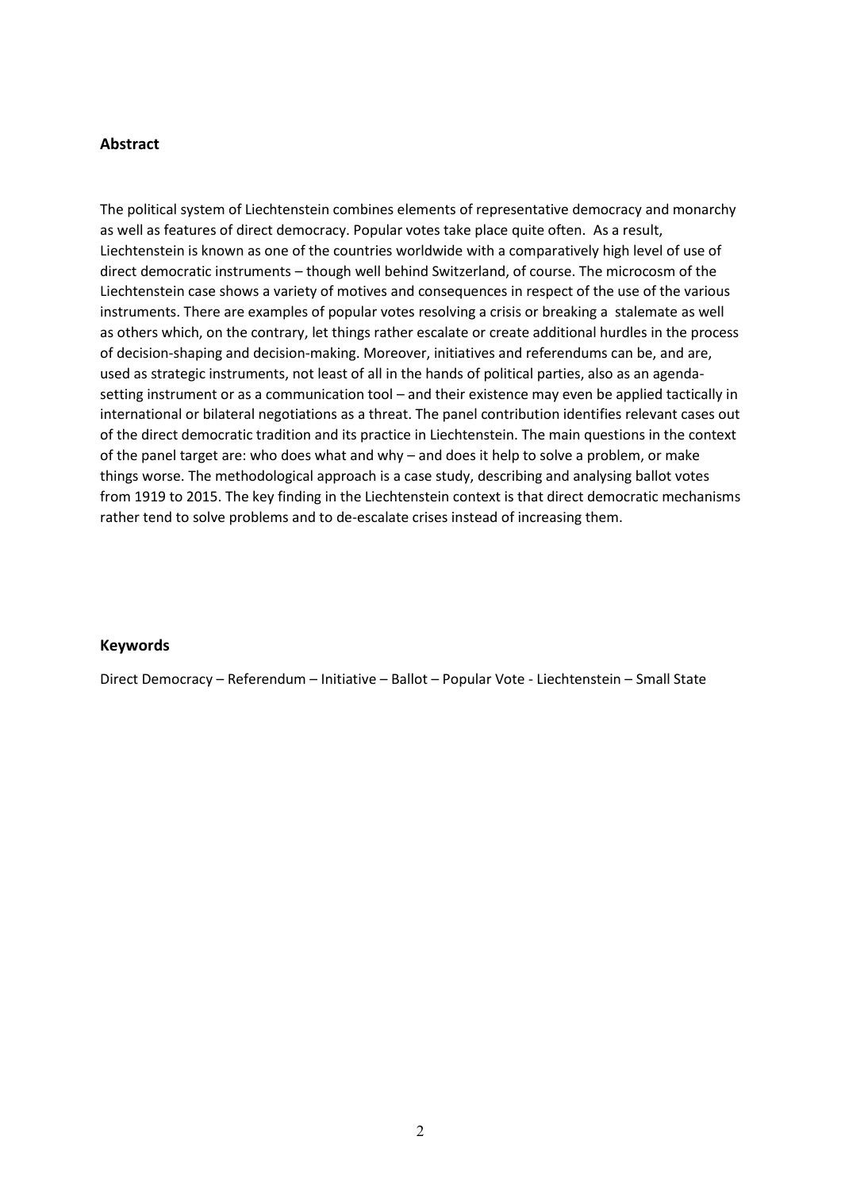## Abstract

The political system of Liechtenstein combines elements of representative democracy and monarchy as well as features of direct democracy. Popular votes take place quite often. As a result, Liechtenstein is known as one of the countries worldwide with a comparatively high level of use of direct democratic instruments – though well behind Switzerland, of course. The microcosm of the Liechtenstein case shows a variety of motives and consequences in respect of the use of the various instruments. There are examples of popular votes resolving a crisis or breaking a stalemate as well as others which, on the contrary, let things rather escalate or create additional hurdles in the process of decision-shaping and decision-making. Moreover, initiatives and referendums can be, and are, used as strategic instruments, not least of all in the hands of political parties, also as an agenda-setting instrument or as a communication tool – and their existence may even be applied tactically in international or bilateral negotiations as a threat. The panel contribution identifies relevant cases out of the direct democratic tradition and its practice in Liechtenstein. The main questions in the context of the panel target are: who does what and why – and does it help to solve a problem, or make things worse. The methodological approach is a case study, describing and analysing ballot votes from 1919 to 2015. The key finding in the Liechtenstein context is that direct democratic mechanisms rather tend to solve problems and to de-escalate crises instead of increasing them.

## Keywords

Direct Democracy – Referendum – Initiative – Ballot – Popular Vote - Liechtenstein – Small State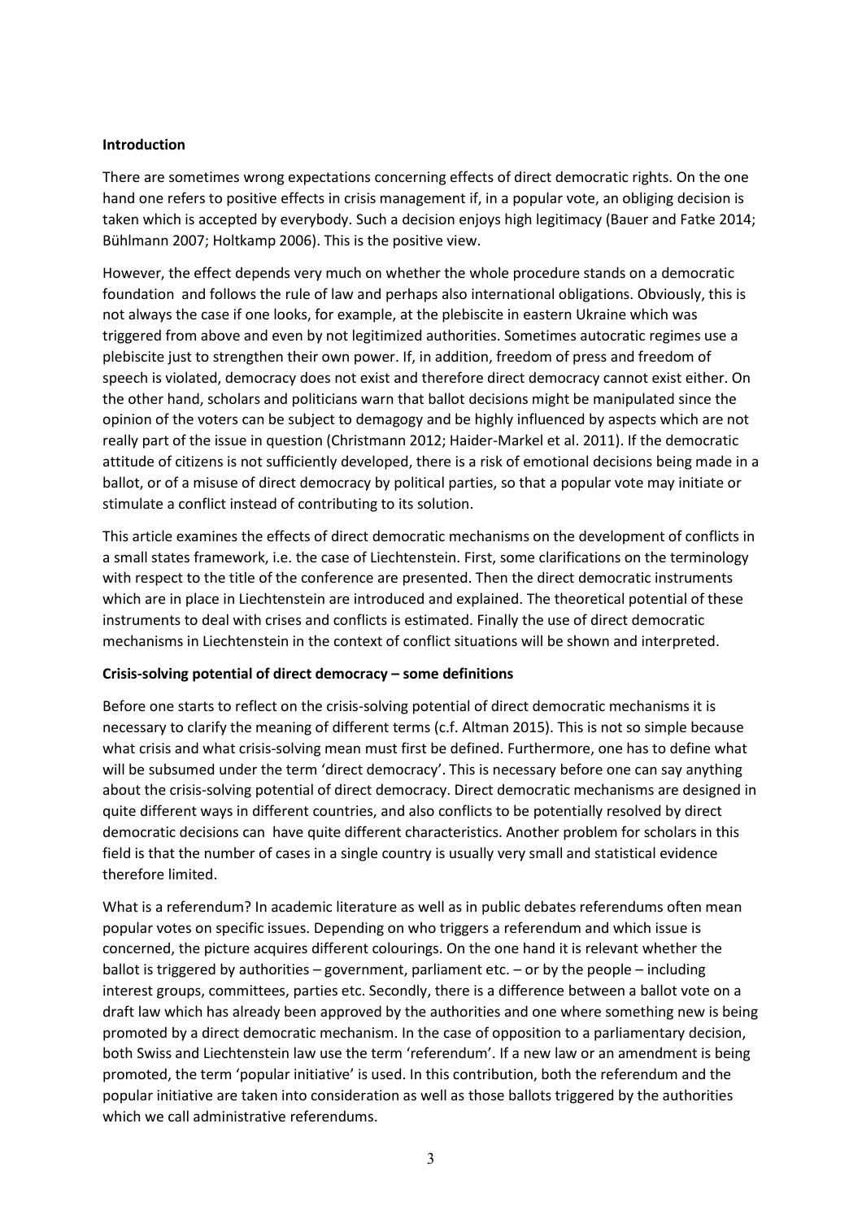## Introduction

There are sometimes wrong expectations concerning effects of direct democratic rights. On the one hand one refers to positive effects in crisis management if, in a popular vote, an obliging decision is taken which is accepted by everybody. Such a decision enjoys high legitimacy (Bauer and Fatke 2014; Bühlmann 2007; Holtkamp 2006). This is the positive view.

However, the effect depends very much on whether the whole procedure stands on a democratic foundation and follows the rule of law and perhaps also international obligations. Obviously, this is not always the case if one looks, for example, at the plebiscite in eastern Ukraine which was triggered from above and even by not legitimized authorities. Sometimes autocratic regimes use a plebiscite just to strengthen their own power. If, in addition, freedom of press and freedom of speech is violated, democracy does not exist and therefore direct democracy cannot exist either. On the other hand, scholars and politicians warn that ballot decisions might be manipulated since the opinion of the voters can be subject to demagogy and be highly influenced by aspects which are not really part of the issue in question (Christmann 2012; Haider-Markel et al. 2011). If the democratic attitude of citizens is not sufficiently developed, there is a risk of emotional decisions being made in a ballot, or of a misuse of direct democracy by political parties, so that a popular vote may initiate or stimulate a conflict instead of contributing to its solution.

This article examines the effects of direct democratic mechanisms on the development of conflicts in a small states framework, i.e. the case of Liechtenstein. First, some clarifications on the terminology with respect to the title of the conference are presented. Then the direct democratic instruments which are in place in Liechtenstein are introduced and explained. The theoretical potential of these instruments to deal with crises and conflicts is estimated. Finally the use of direct democratic mechanisms in Liechtenstein in the context of conflict situations will be shown and interpreted.

## Crisis-solving potential of direct democracy – some definitions

Before one starts to reflect on the crisis-solving potential of direct democratic mechanisms it is necessary to clarify the meaning of different terms (c.f. Altman 2015). This is not so simple because what crisis and what crisis-solving mean must first be defined. Furthermore, one has to define what will be subsumed under the term 'direct democracy'. This is necessary before one can say anything about the crisis-solving potential of direct democracy. Direct democratic mechanisms are designed in quite different ways in different countries, and also conflicts to be potentially resolved by direct democratic decisions can have quite different characteristics. Another problem for scholars in this field is that the number of cases in a single country is usually very small and statistical evidence therefore limited.

What is a referendum? In academic literature as well as in public debates referendums often mean popular votes on specific issues. Depending on who triggers a referendum and which issue is concerned, the picture acquires different colourings. On the one hand it is relevant whether the ballot is triggered by authorities – government, parliament etc. – or by the people – including interest groups, committees, parties etc. Secondly, there is a difference between a ballot vote on a draft law which has already been approved by the authorities and one where something new is being promoted by a direct democratic mechanism. In the case of opposition to a parliamentary decision, both Swiss and Liechtenstein law use the term 'referendum'. If a new law or an amendment is being promoted, the term 'popular initiative' is used. In this contribution, both the referendum and the popular initiative are taken into consideration as well as those ballots triggered by the authorities which we call administrative referendums.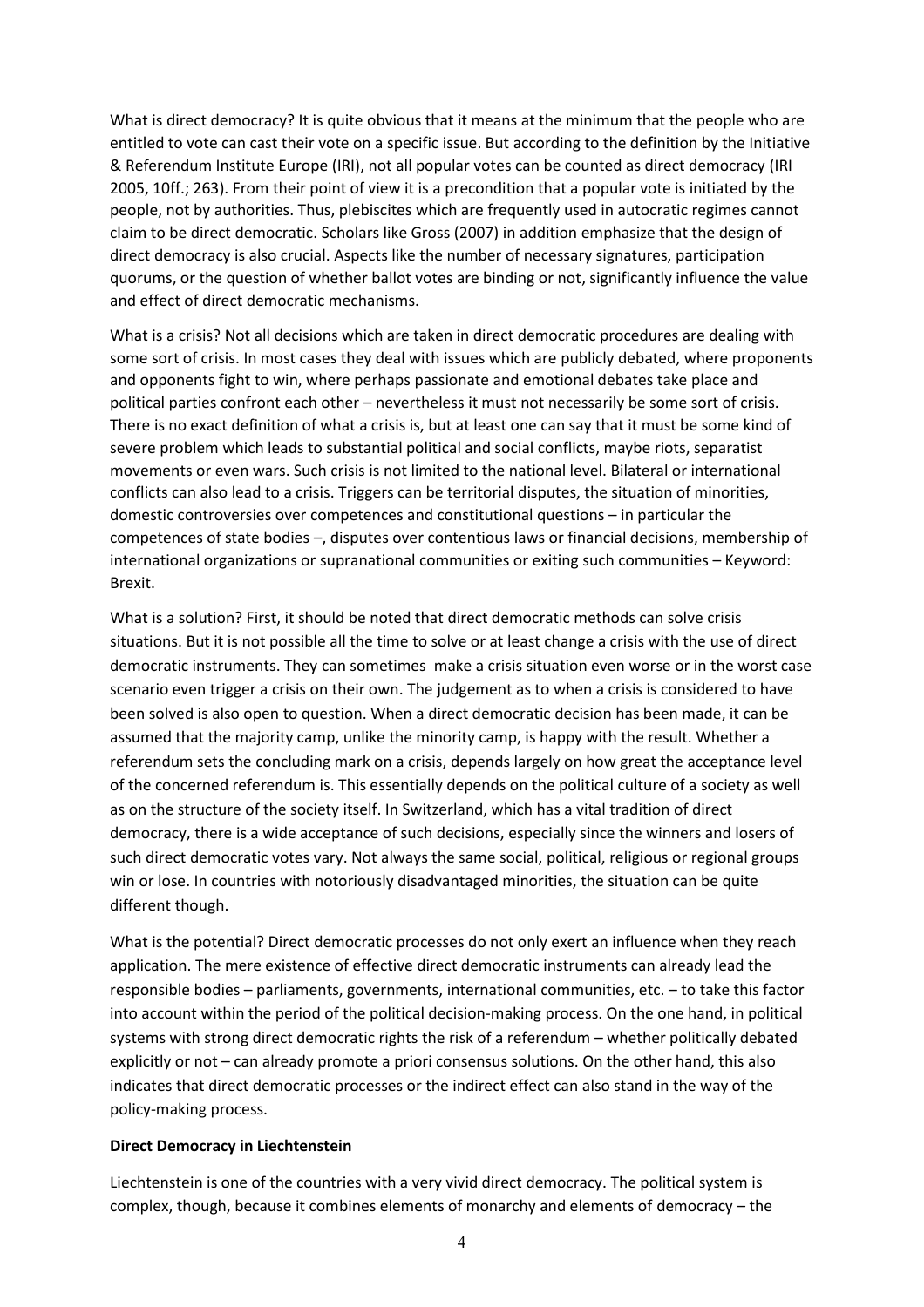What is direct democracy? It is quite obvious that it means at the minimum that the people who are entitled to vote can cast their vote on a specific issue. But according to the definition by the Initiative & Referendum Institute Europe (IRI), not all popular votes can be counted as direct democracy (IRI 2005, 10ff.; 263). From their point of view it is a precondition that a popular vote is initiated by the people, not by authorities. Thus, plebiscites which are frequently used in autocratic regimes cannot claim to be direct democratic. Scholars like Gross (2007) in addition emphasize that the design of direct democracy is also crucial. Aspects like the number of necessary signatures, participation quorums, or the question of whether ballot votes are binding or not, significantly influence the value and effect of direct democratic mechanisms.

What is a crisis? Not all decisions which are taken in direct democratic procedures are dealing with some sort of crisis. In most cases they deal with issues which are publicly debated, where proponents and opponents fight to win, where perhaps passionate and emotional debates take place and political parties confront each other – nevertheless it must not necessarily be some sort of crisis. There is no exact definition of what a crisis is, but at least one can say that it must be some kind of severe problem which leads to substantial political and social conflicts, maybe riots, separatist movements or even wars. Such crisis is not limited to the national level. Bilateral or international conflicts can also lead to a crisis. Triggers can be territorial disputes, the situation of minorities, domestic controversies over competences and constitutional questions – in particular the competences of state bodies –, disputes over contentious laws or financial decisions, membership of international organizations or supranational communities or exiting such communities – Keyword: Brexit.

What is a solution? First, it should be noted that direct democratic methods can solve crisis situations. But it is not possible all the time to solve or at least change a crisis with the use of direct democratic instruments. They can sometimes make a crisis situation even worse or in the worst case scenario even trigger a crisis on their own. The judgement as to when a crisis is considered to have been solved is also open to question. When a direct democratic decision has been made, it can be assumed that the majority camp, unlike the minority camp, is happy with the result. Whether a referendum sets the concluding mark on a crisis, depends largely on how great the acceptance level of the concerned referendum is. This essentially depends on the political culture of a society as well as on the structure of the society itself. In Switzerland, which has a vital tradition of direct democracy, there is a wide acceptance of such decisions, especially since the winners and losers of such direct democratic votes vary. Not always the same social, political, religious or regional groups win or lose. In countries with notoriously disadvantaged minorities, the situation can be quite different though.

What is the potential? Direct democratic processes do not only exert an influence when they reach application. The mere existence of effective direct democratic instruments can already lead the responsible bodies – parliaments, governments, international communities, etc. – to take this factor into account within the period of the political decision-making process. On the one hand, in political systems with strong direct democratic rights the risk of a referendum – whether politically debated explicitly or not – can already promote a priori consensus solutions. On the other hand, this also indicates that direct democratic processes or the indirect effect can also stand in the way of the policy-making process.

**Direct Democracy in Liechtenstein**

Liechtenstein is one of the countries with a very vivid direct democracy. The political system is complex, though, because it combines elements of monarchy and elements of democracy – the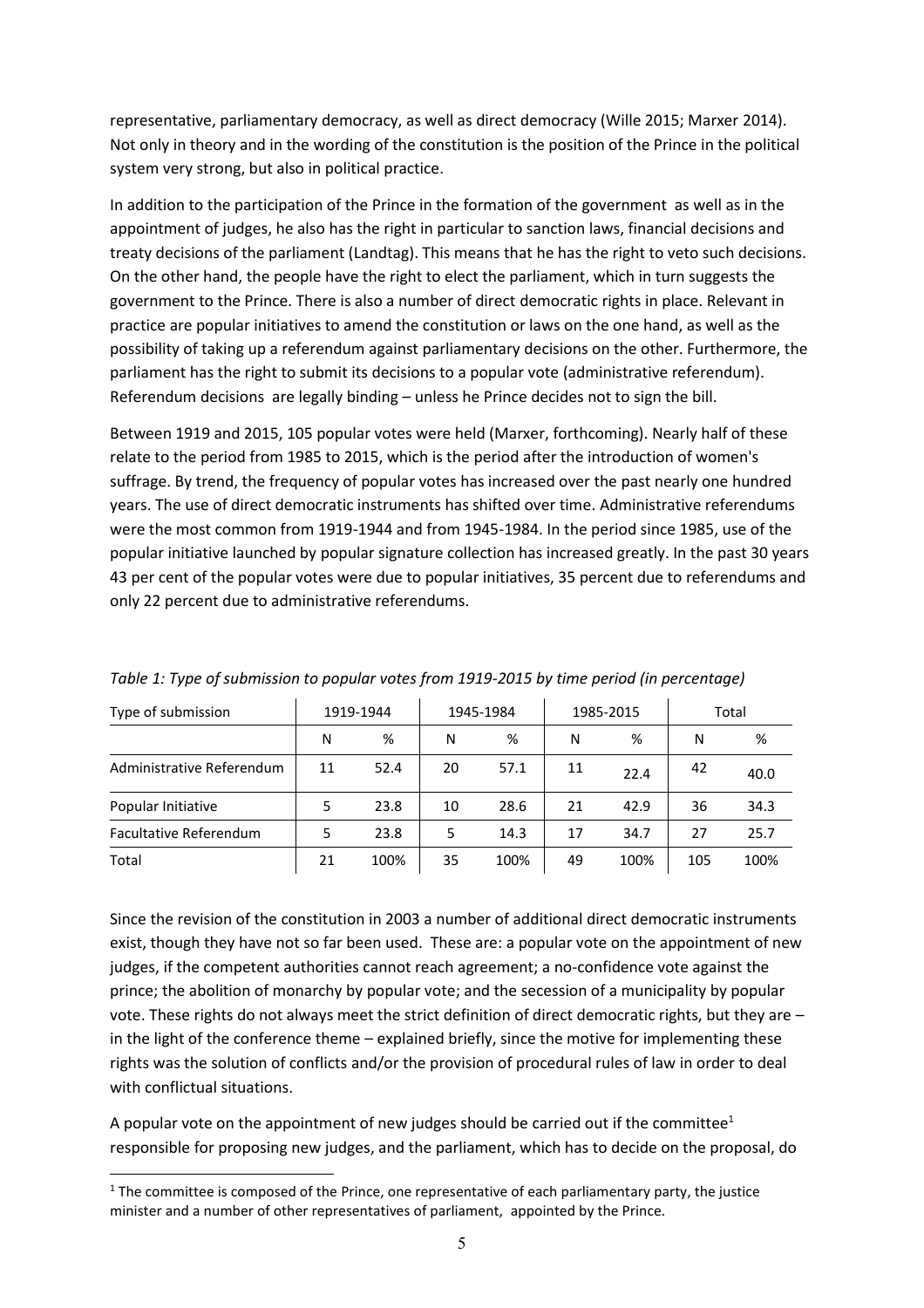representative, parliamentary democracy, as well as direct democracy (Wille 2015; Marxer 2014). Not only in theory and in the wording of the constitution is the position of the Prince in the political system very strong, but also in political practice.

In addition to the participation of the Prince in the formation of the government as well as in the appointment of judges, he also has the right in particular to sanction laws, financial decisions and treaty decisions of the parliament (Landtag). This means that he has the right to veto such decisions. On the other hand, the people have the right to elect the parliament, which in turn suggests the government to the Prince. There is also a number of direct democratic rights in place. Relevant in practice are popular initiatives to amend the constitution or laws on the one hand, as well as the possibility of taking up a referendum against parliamentary decisions on the other. Furthermore, the parliament has the right to submit its decisions to a popular vote (administrative referendum). Referendum decisions are legally binding – unless he Prince decides not to sign the bill.

Between 1919 and 2015, 105 popular votes were held (Marxer, forthcoming). Nearly half of these relate to the period from 1985 to 2015, which is the period after the introduction of women's suffrage. By trend, the frequency of popular votes has increased over the past nearly one hundred years. The use of direct democratic instruments has shifted over time. Administrative referendums were the most common from 1919-1944 and from 1945-1984. In the period since 1985, use of the popular initiative launched by popular signature collection has increased greatly. In the past 30 years 43 per cent of the popular votes were due to popular initiatives, 35 percent due to referendums and only 22 percent due to administrative referendums.

*Table 1: Type of submission to popular votes from 1919-2015 by time period (in percentage)*

| Type of submission | 1919-1944 | | 1945-1984 | | 1985-2015 | | Total | |
|---|---|---|---|---|---|---|---|---|
| | N | % | N | % | N | % | N | % |
| Administrative Referendum | 11 | 52.4 | 20 | 57.1 | 11 | 22.4 | 42 | 40.0 |
| Popular Initiative | 5 | 23.8 | 10 | 28.6 | 21 | 42.9 | 36 | 34.3 |
| Facultative Referendum | 5 | 23.8 | 5 | 14.3 | 17 | 34.7 | 27 | 25.7 |
| Total | 21 | 100% | 35 | 100% | 49 | 100% | 105 | 100% |

Since the revision of the constitution in 2003 a number of additional direct democratic instruments exist, though they have not so far been used. These are: a popular vote on the appointment of new judges, if the competent authorities cannot reach agreement; a no-confidence vote against the prince; the abolition of monarchy by popular vote; and the secession of a municipality by popular vote. These rights do not always meet the strict definition of direct democratic rights, but they are – in the light of the conference theme – explained briefly, since the motive for implementing these rights was the solution of conflicts and/or the provision of procedural rules of law in order to deal with conflictual situations.

A popular vote on the appointment of new judges should be carried out if the committee[1] responsible for proposing new judges, and the parliament, which has to decide on the proposal, do

[1] The committee is composed of the Prince, one representative of each parliamentary party, the justice minister and a number of other representatives of parliament, appointed by the Prince.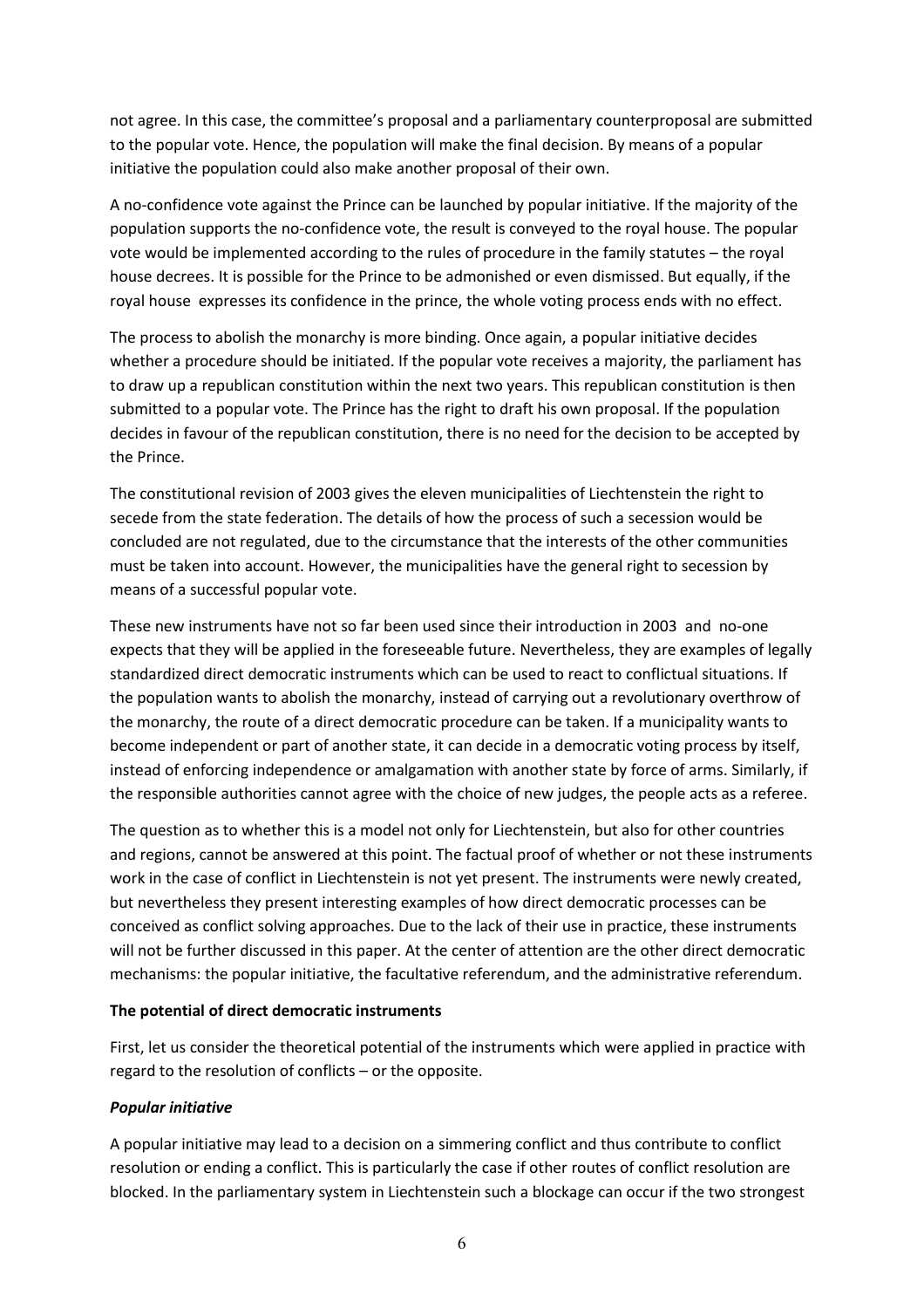not agree. In this case, the committee's proposal and a parliamentary counterproposal are submitted to the popular vote. Hence, the population will make the final decision. By means of a popular initiative the population could also make another proposal of their own.

A no-confidence vote against the Prince can be launched by popular initiative. If the majority of the population supports the no-confidence vote, the result is conveyed to the royal house. The popular vote would be implemented according to the rules of procedure in the family statutes – the royal house decrees. It is possible for the Prince to be admonished or even dismissed. But equally, if the royal house expresses its confidence in the prince, the whole voting process ends with no effect.

The process to abolish the monarchy is more binding. Once again, a popular initiative decides whether a procedure should be initiated. If the popular vote receives a majority, the parliament has to draw up a republican constitution within the next two years. This republican constitution is then submitted to a popular vote. The Prince has the right to draft his own proposal. If the population decides in favour of the republican constitution, there is no need for the decision to be accepted by the Prince.

The constitutional revision of 2003 gives the eleven municipalities of Liechtenstein the right to secede from the state federation. The details of how the process of such a secession would be concluded are not regulated, due to the circumstance that the interests of the other communities must be taken into account. However, the municipalities have the general right to secession by means of a successful popular vote.

These new instruments have not so far been used since their introduction in 2003 and no-one expects that they will be applied in the foreseeable future. Nevertheless, they are examples of legally standardized direct democratic instruments which can be used to react to conflictual situations. If the population wants to abolish the monarchy, instead of carrying out a revolutionary overthrow of the monarchy, the route of a direct democratic procedure can be taken. If a municipality wants to become independent or part of another state, it can decide in a democratic voting process by itself, instead of enforcing independence or amalgamation with another state by force of arms. Similarly, if the responsible authorities cannot agree with the choice of new judges, the people acts as a referee.

The question as to whether this is a model not only for Liechtenstein, but also for other countries and regions, cannot be answered at this point. The factual proof of whether or not these instruments work in the case of conflict in Liechtenstein is not yet present. The instruments were newly created, but nevertheless they present interesting examples of how direct democratic processes can be conceived as conflict solving approaches. Due to the lack of their use in practice, these instruments will not be further discussed in this paper. At the center of attention are the other direct democratic mechanisms: the popular initiative, the facultative referendum, and the administrative referendum.

**The potential of direct democratic instruments**

First, let us consider the theoretical potential of the instruments which were applied in practice with regard to the resolution of conflicts – or the opposite.

***Popular initiative***

A popular initiative may lead to a decision on a simmering conflict and thus contribute to conflict resolution or ending a conflict. This is particularly the case if other routes of conflict resolution are blocked. In the parliamentary system in Liechtenstein such a blockage can occur if the two strongest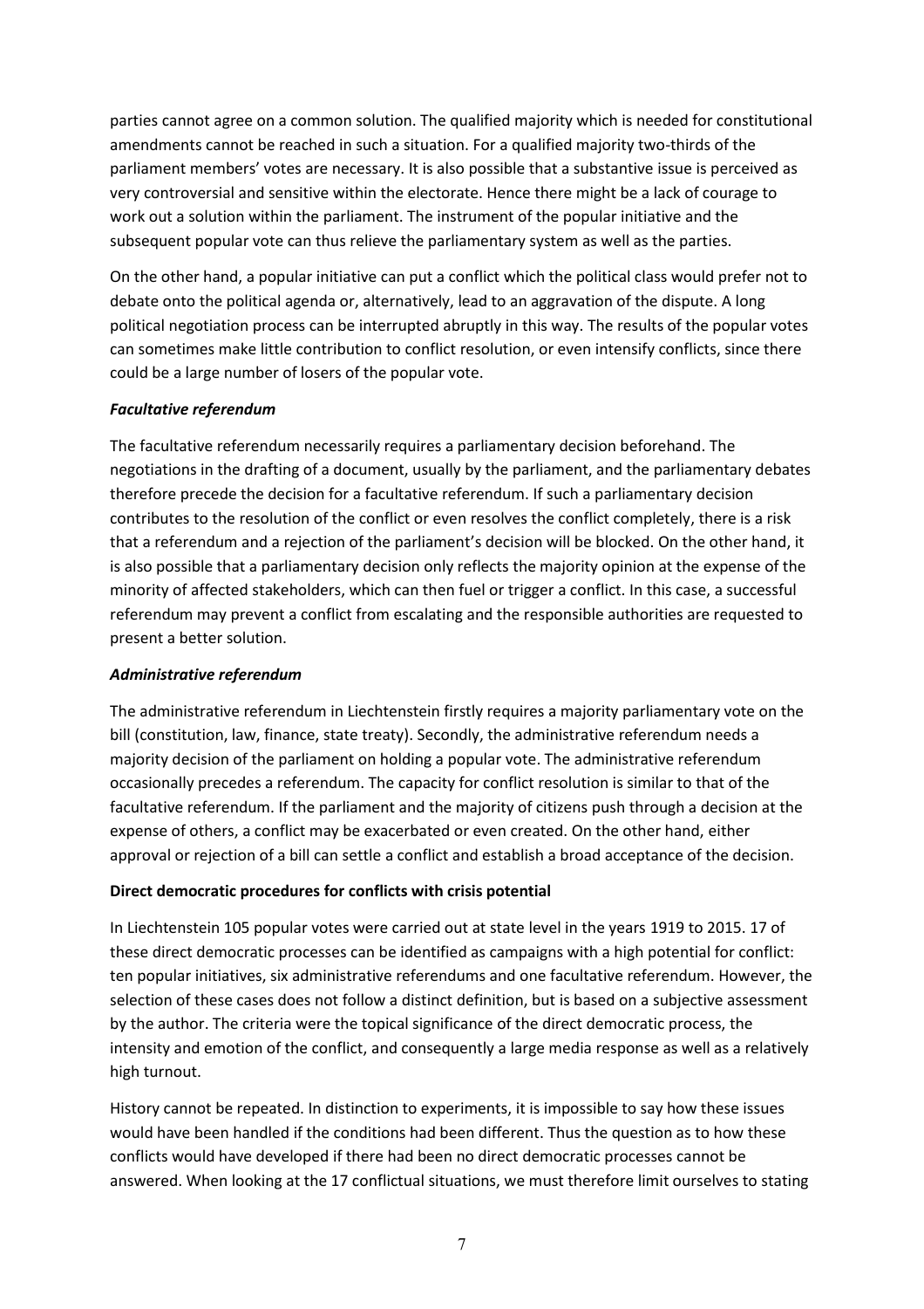parties cannot agree on a common solution. The qualified majority which is needed for constitutional amendments cannot be reached in such a situation. For a qualified majority two-thirds of the parliament members' votes are necessary. It is also possible that a substantive issue is perceived as very controversial and sensitive within the electorate. Hence there might be a lack of courage to work out a solution within the parliament. The instrument of the popular initiative and the subsequent popular vote can thus relieve the parliamentary system as well as the parties.

On the other hand, a popular initiative can put a conflict which the political class would prefer not to debate onto the political agenda or, alternatively, lead to an aggravation of the dispute. A long political negotiation process can be interrupted abruptly in this way. The results of the popular votes can sometimes make little contribution to conflict resolution, or even intensify conflicts, since there could be a large number of losers of the popular vote.

***Facultative referendum***

The facultative referendum necessarily requires a parliamentary decision beforehand. The negotiations in the drafting of a document, usually by the parliament, and the parliamentary debates therefore precede the decision for a facultative referendum. If such a parliamentary decision contributes to the resolution of the conflict or even resolves the conflict completely, there is a risk that a referendum and a rejection of the parliament's decision will be blocked. On the other hand, it is also possible that a parliamentary decision only reflects the majority opinion at the expense of the minority of affected stakeholders, which can then fuel or trigger a conflict. In this case, a successful referendum may prevent a conflict from escalating and the responsible authorities are requested to present a better solution.

***Administrative referendum***

The administrative referendum in Liechtenstein firstly requires a majority parliamentary vote on the bill (constitution, law, finance, state treaty). Secondly, the administrative referendum needs a majority decision of the parliament on holding a popular vote. The administrative referendum occasionally precedes a referendum. The capacity for conflict resolution is similar to that of the facultative referendum. If the parliament and the majority of citizens push through a decision at the expense of others, a conflict may be exacerbated or even created. On the other hand, either approval or rejection of a bill can settle a conflict and establish a broad acceptance of the decision.

**Direct democratic procedures for conflicts with crisis potential**

In Liechtenstein 105 popular votes were carried out at state level in the years 1919 to 2015. 17 of these direct democratic processes can be identified as campaigns with a high potential for conflict: ten popular initiatives, six administrative referendums and one facultative referendum. However, the selection of these cases does not follow a distinct definition, but is based on a subjective assessment by the author. The criteria were the topical significance of the direct democratic process, the intensity and emotion of the conflict, and consequently a large media response as well as a relatively high turnout.

History cannot be repeated. In distinction to experiments, it is impossible to say how these issues would have been handled if the conditions had been different. Thus the question as to how these conflicts would have developed if there had been no direct democratic processes cannot be answered. When looking at the 17 conflictual situations, we must therefore limit ourselves to stating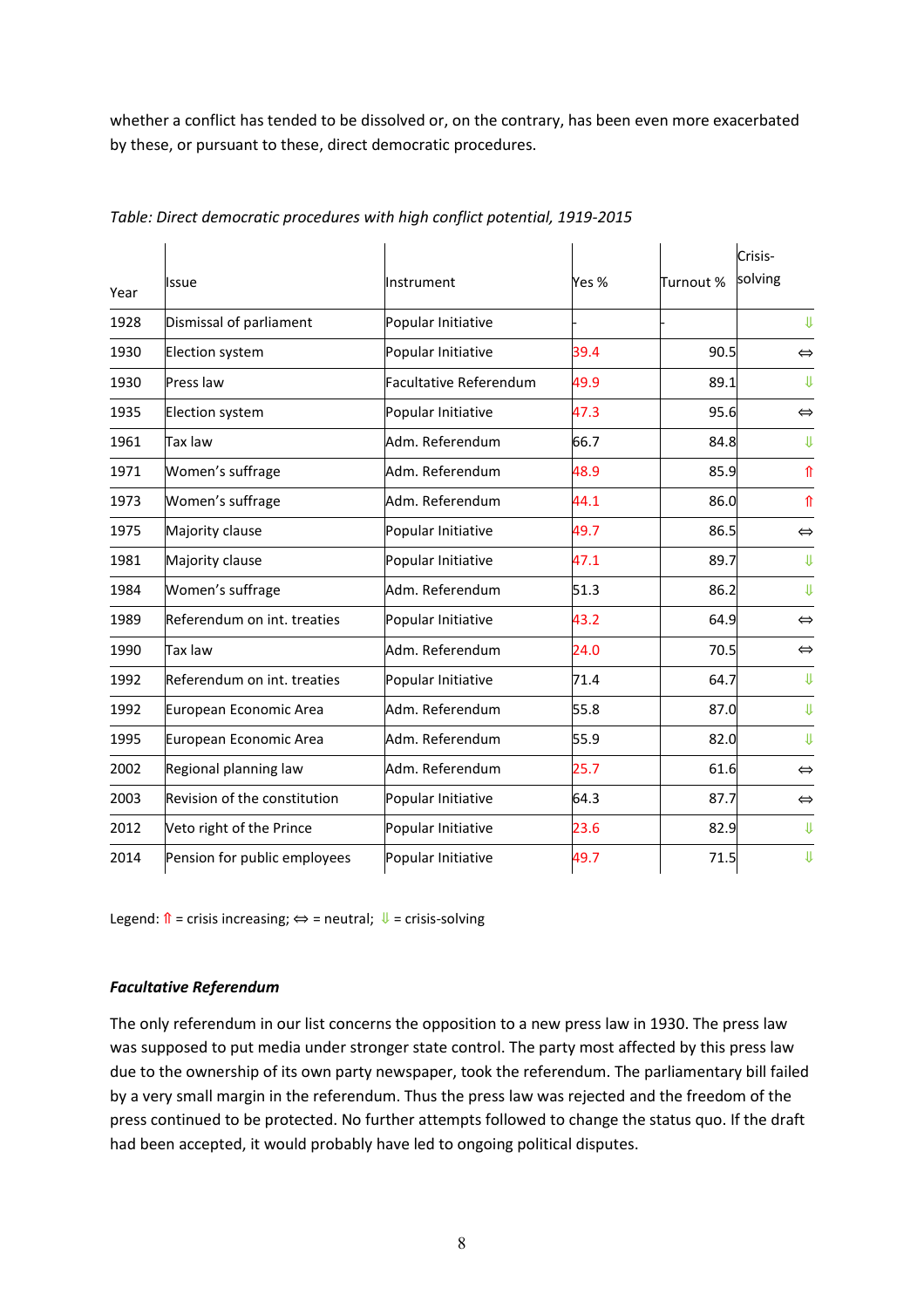whether a conflict has tended to be dissolved or, on the contrary, has been even more exacerbated by these, or pursuant to these, direct democratic procedures.

*Table: Direct democratic procedures with high conflict potential, 1919-2015*

| Year | Issue | Instrument | Yes % | Turnout % | Crisis-solving |
|---|---|---|---|---|---|
| 1928 | Dismissal of parliament | Popular Initiative | - | - | ⇓ |
| 1930 | Election system | Popular Initiative | 39.4 | 90.5 | ⇔ |
| 1930 | Press law | Facultative Referendum | 49.9 | 89.1 | ⇓ |
| 1935 | Election system | Popular Initiative | 47.3 | 95.6 | ⇔ |
| 1961 | Tax law | Adm. Referendum | 66.7 | 84.8 | ⇓ |
| 1971 | Women's suffrage | Adm. Referendum | 48.9 | 85.9 | ⇑ |
| 1973 | Women's suffrage | Adm. Referendum | 44.1 | 86.0 | ⇑ |
| 1975 | Majority clause | Popular Initiative | 49.7 | 86.5 | ⇔ |
| 1981 | Majority clause | Popular Initiative | 47.1 | 89.7 | ⇓ |
| 1984 | Women's suffrage | Adm. Referendum | 51.3 | 86.2 | ⇓ |
| 1989 | Referendum on int. treaties | Popular Initiative | 43.2 | 64.9 | ⇔ |
| 1990 | Tax law | Adm. Referendum | 24.0 | 70.5 | ⇔ |
| 1992 | Referendum on int. treaties | Popular Initiative | 71.4 | 64.7 | ⇓ |
| 1992 | European Economic Area | Adm. Referendum | 55.8 | 87.0 | ⇓ |
| 1995 | European Economic Area | Adm. Referendum | 55.9 | 82.0 | ⇓ |
| 2002 | Regional planning law | Adm. Referendum | 25.7 | 61.6 | ⇔ |
| 2003 | Revision of the constitution | Popular Initiative | 64.3 | 87.7 | ⇔ |
| 2012 | Veto right of the Prince | Popular Initiative | 23.6 | 82.9 | ⇓ |
| 2014 | Pension for public employees | Popular Initiative | 49.7 | 71.5 | ⇓ |

Legend: ⇑ = crisis increasing; ⇔ = neutral; ⇓ = crisis-solving

### *Facultative Referendum*

The only referendum in our list concerns the opposition to a new press law in 1930. The press law was supposed to put media under stronger state control. The party most affected by this press law due to the ownership of its own party newspaper, took the referendum. The parliamentary bill failed by a very small margin in the referendum. Thus the press law was rejected and the freedom of the press continued to be protected. No further attempts followed to change the status quo. If the draft had been accepted, it would probably have led to ongoing political disputes.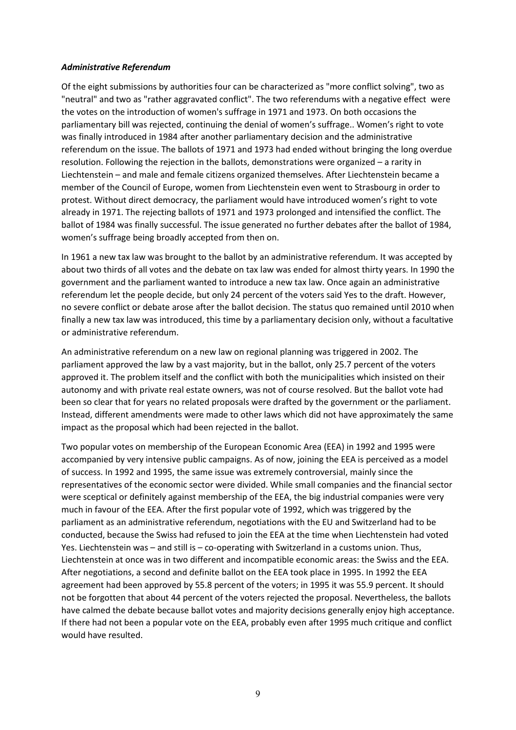***Administrative Referendum***

Of the eight submissions by authorities four can be characterized as "more conflict solving", two as "neutral" and two as "rather aggravated conflict". The two referendums with a negative effect were the votes on the introduction of women's suffrage in 1971 and 1973. On both occasions the parliamentary bill was rejected, continuing the denial of women's suffrage.. Women's right to vote was finally introduced in 1984 after another parliamentary decision and the administrative referendum on the issue. The ballots of 1971 and 1973 had ended without bringing the long overdue resolution. Following the rejection in the ballots, demonstrations were organized – a rarity in Liechtenstein – and male and female citizens organized themselves. After Liechtenstein became a member of the Council of Europe, women from Liechtenstein even went to Strasbourg in order to protest. Without direct democracy, the parliament would have introduced women's right to vote already in 1971. The rejecting ballots of 1971 and 1973 prolonged and intensified the conflict. The ballot of 1984 was finally successful. The issue generated no further debates after the ballot of 1984, women's suffrage being broadly accepted from then on.

In 1961 a new tax law was brought to the ballot by an administrative referendum. It was accepted by about two thirds of all votes and the debate on tax law was ended for almost thirty years. In 1990 the government and the parliament wanted to introduce a new tax law. Once again an administrative referendum let the people decide, but only 24 percent of the voters said Yes to the draft. However, no severe conflict or debate arose after the ballot decision. The status quo remained until 2010 when finally a new tax law was introduced, this time by a parliamentary decision only, without a facultative or administrative referendum.

An administrative referendum on a new law on regional planning was triggered in 2002. The parliament approved the law by a vast majority, but in the ballot, only 25.7 percent of the voters approved it. The problem itself and the conflict with both the municipalities which insisted on their autonomy and with private real estate owners, was not of course resolved. But the ballot vote had been so clear that for years no related proposals were drafted by the government or the parliament. Instead, different amendments were made to other laws which did not have approximately the same impact as the proposal which had been rejected in the ballot.

Two popular votes on membership of the European Economic Area (EEA) in 1992 and 1995 were accompanied by very intensive public campaigns. As of now, joining the EEA is perceived as a model of success. In 1992 and 1995, the same issue was extremely controversial, mainly since the representatives of the economic sector were divided. While small companies and the financial sector were sceptical or definitely against membership of the EEA, the big industrial companies were very much in favour of the EEA. After the first popular vote of 1992, which was triggered by the parliament as an administrative referendum, negotiations with the EU and Switzerland had to be conducted, because the Swiss had refused to join the EEA at the time when Liechtenstein had voted Yes. Liechtenstein was – and still is – co-operating with Switzerland in a customs union. Thus, Liechtenstein at once was in two different and incompatible economic areas: the Swiss and the EEA. After negotiations, a second and definite ballot on the EEA took place in 1995. In 1992 the EEA agreement had been approved by 55.8 percent of the voters; in 1995 it was 55.9 percent. It should not be forgotten that about 44 percent of the voters rejected the proposal. Nevertheless, the ballots have calmed the debate because ballot votes and majority decisions generally enjoy high acceptance. If there had not been a popular vote on the EEA, probably even after 1995 much critique and conflict would have resulted.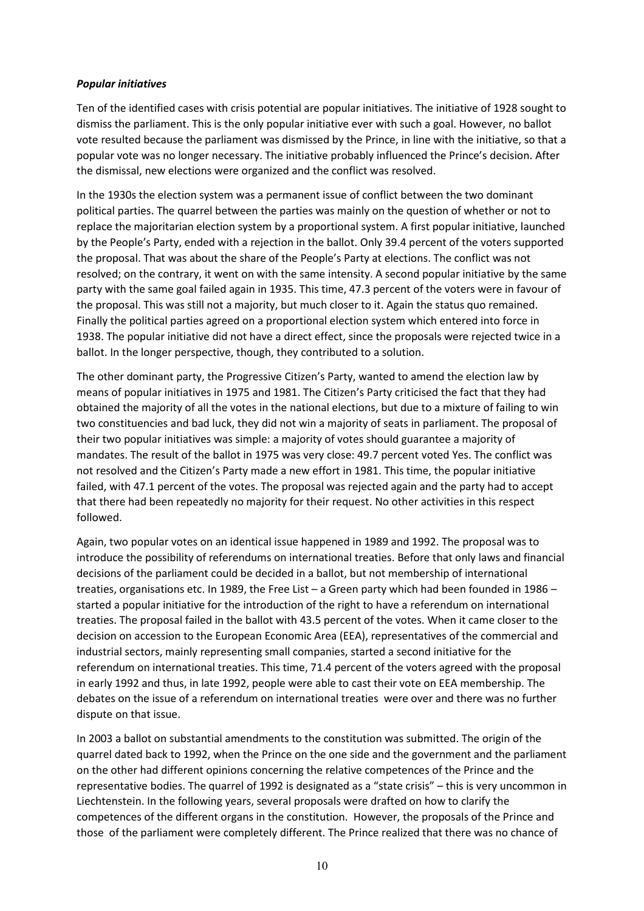***Popular initiatives***

Ten of the identified cases with crisis potential are popular initiatives. The initiative of 1928 sought to dismiss the parliament. This is the only popular initiative ever with such a goal. However, no ballot vote resulted because the parliament was dismissed by the Prince, in line with the initiative, so that a popular vote was no longer necessary. The initiative probably influenced the Prince's decision. After the dismissal, new elections were organized and the conflict was resolved.

In the 1930s the election system was a permanent issue of conflict between the two dominant political parties. The quarrel between the parties was mainly on the question of whether or not to replace the majoritarian election system by a proportional system. A first popular initiative, launched by the People's Party, ended with a rejection in the ballot. Only 39.4 percent of the voters supported the proposal. That was about the share of the People's Party at elections. The conflict was not resolved; on the contrary, it went on with the same intensity. A second popular initiative by the same party with the same goal failed again in 1935. This time, 47.3 percent of the voters were in favour of the proposal. This was still not a majority, but much closer to it. Again the status quo remained. Finally the political parties agreed on a proportional election system which entered into force in 1938. The popular initiative did not have a direct effect, since the proposals were rejected twice in a ballot. In the longer perspective, though, they contributed to a solution.

The other dominant party, the Progressive Citizen's Party, wanted to amend the election law by means of popular initiatives in 1975 and 1981. The Citizen's Party criticised the fact that they had obtained the majority of all the votes in the national elections, but due to a mixture of failing to win two constituencies and bad luck, they did not win a majority of seats in parliament. The proposal of their two popular initiatives was simple: a majority of votes should guarantee a majority of mandates. The result of the ballot in 1975 was very close: 49.7 percent voted Yes. The conflict was not resolved and the Citizen's Party made a new effort in 1981. This time, the popular initiative failed, with 47.1 percent of the votes. The proposal was rejected again and the party had to accept that there had been repeatedly no majority for their request. No other activities in this respect followed.

Again, two popular votes on an identical issue happened in 1989 and 1992. The proposal was to introduce the possibility of referendums on international treaties. Before that only laws and financial decisions of the parliament could be decided in a ballot, but not membership of international treaties, organisations etc. In 1989, the Free List – a Green party which had been founded in 1986 – started a popular initiative for the introduction of the right to have a referendum on international treaties. The proposal failed in the ballot with 43.5 percent of the votes. When it came closer to the decision on accession to the European Economic Area (EEA), representatives of the commercial and industrial sectors, mainly representing small companies, started a second initiative for the referendum on international treaties. This time, 71.4 percent of the voters agreed with the proposal in early 1992 and thus, in late 1992, people were able to cast their vote on EEA membership. The debates on the issue of a referendum on international treaties were over and there was no further dispute on that issue.

In 2003 a ballot on substantial amendments to the constitution was submitted. The origin of the quarrel dated back to 1992, when the Prince on the one side and the government and the parliament on the other had different opinions concerning the relative competences of the Prince and the representative bodies. The quarrel of 1992 is designated as a "state crisis" – this is very uncommon in Liechtenstein. In the following years, several proposals were drafted on how to clarify the competences of the different organs in the constitution. However, the proposals of the Prince and those of the parliament were completely different. The Prince realized that there was no chance of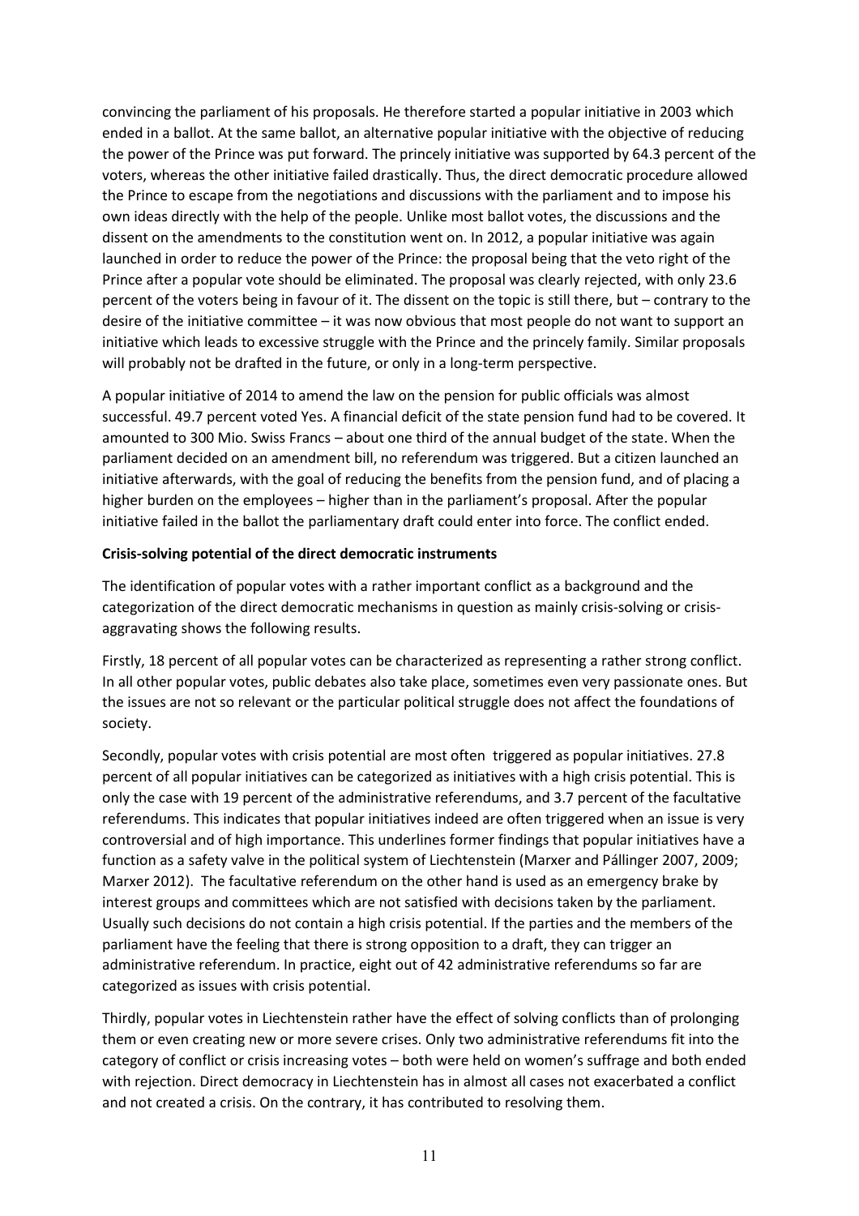convincing the parliament of his proposals. He therefore started a popular initiative in 2003 which ended in a ballot. At the same ballot, an alternative popular initiative with the objective of reducing the power of the Prince was put forward. The princely initiative was supported by 64.3 percent of the voters, whereas the other initiative failed drastically. Thus, the direct democratic procedure allowed the Prince to escape from the negotiations and discussions with the parliament and to impose his own ideas directly with the help of the people. Unlike most ballot votes, the discussions and the dissent on the amendments to the constitution went on. In 2012, a popular initiative was again launched in order to reduce the power of the Prince: the proposal being that the veto right of the Prince after a popular vote should be eliminated. The proposal was clearly rejected, with only 23.6 percent of the voters being in favour of it. The dissent on the topic is still there, but – contrary to the desire of the initiative committee – it was now obvious that most people do not want to support an initiative which leads to excessive struggle with the Prince and the princely family. Similar proposals will probably not be drafted in the future, or only in a long-term perspective.

A popular initiative of 2014 to amend the law on the pension for public officials was almost successful. 49.7 percent voted Yes. A financial deficit of the state pension fund had to be covered. It amounted to 300 Mio. Swiss Francs – about one third of the annual budget of the state. When the parliament decided on an amendment bill, no referendum was triggered. But a citizen launched an initiative afterwards, with the goal of reducing the benefits from the pension fund, and of placing a higher burden on the employees – higher than in the parliament's proposal. After the popular initiative failed in the ballot the parliamentary draft could enter into force. The conflict ended.

**Crisis-solving potential of the direct democratic instruments**

The identification of popular votes with a rather important conflict as a background and the categorization of the direct democratic mechanisms in question as mainly crisis-solving or crisis-aggravating shows the following results.

Firstly, 18 percent of all popular votes can be characterized as representing a rather strong conflict. In all other popular votes, public debates also take place, sometimes even very passionate ones. But the issues are not so relevant or the particular political struggle does not affect the foundations of society.

Secondly, popular votes with crisis potential are most often triggered as popular initiatives. 27.8 percent of all popular initiatives can be categorized as initiatives with a high crisis potential. This is only the case with 19 percent of the administrative referendums, and 3.7 percent of the facultative referendums. This indicates that popular initiatives indeed are often triggered when an issue is very controversial and of high importance. This underlines former findings that popular initiatives have a function as a safety valve in the political system of Liechtenstein (Marxer and Pállinger 2007, 2009; Marxer 2012). The facultative referendum on the other hand is used as an emergency brake by interest groups and committees which are not satisfied with decisions taken by the parliament. Usually such decisions do not contain a high crisis potential. If the parties and the members of the parliament have the feeling that there is strong opposition to a draft, they can trigger an administrative referendum. In practice, eight out of 42 administrative referendums so far are categorized as issues with crisis potential.

Thirdly, popular votes in Liechtenstein rather have the effect of solving conflicts than of prolonging them or even creating new or more severe crises. Only two administrative referendums fit into the category of conflict or crisis increasing votes – both were held on women's suffrage and both ended with rejection. Direct democracy in Liechtenstein has in almost all cases not exacerbated a conflict and not created a crisis. On the contrary, it has contributed to resolving them.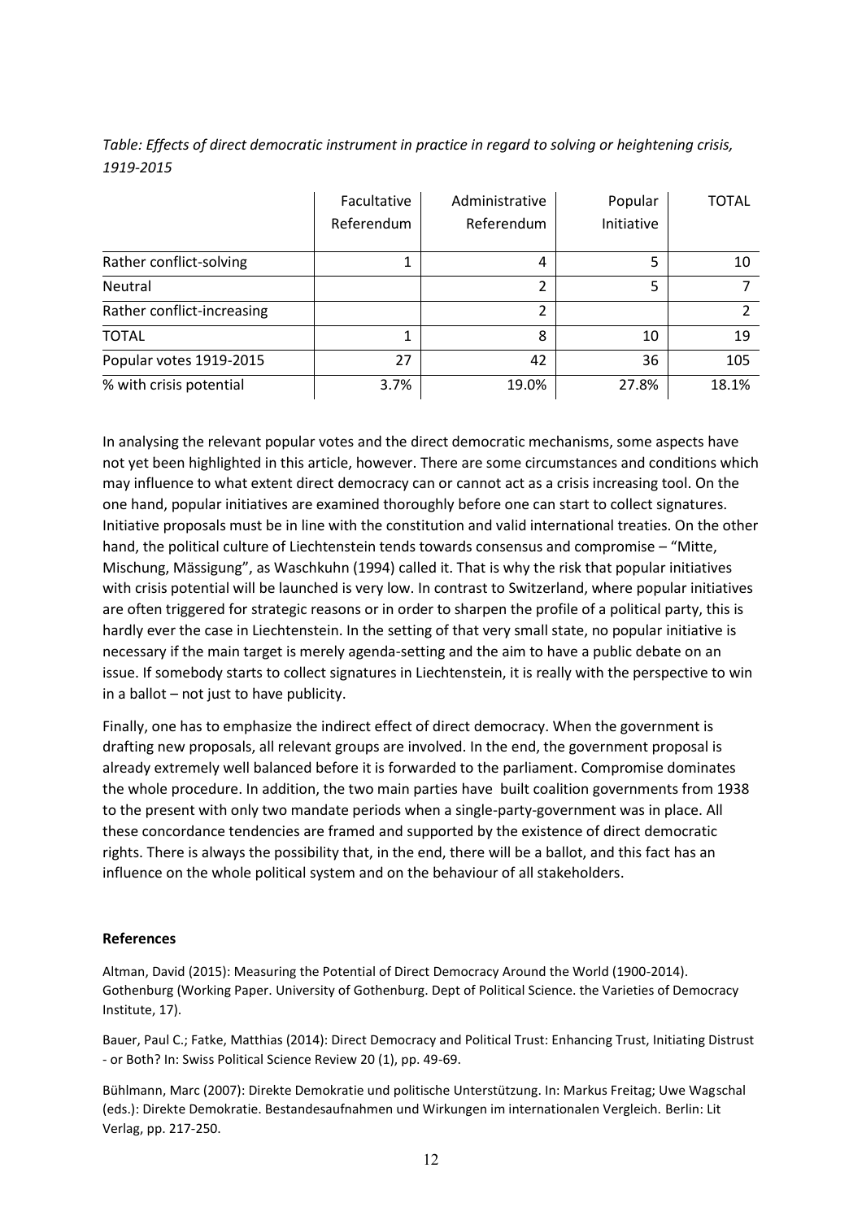*Table: Effects of direct democratic instrument in practice in regard to solving or heightening crisis, 1919-2015*

| | Facultative Referendum | Administrative Referendum | Popular Initiative | TOTAL |
|---|---|---|---|---|
| Rather conflict-solving | 1 | 4 | 5 | 10 |
| Neutral | | 2 | 5 | 7 |
| Rather conflict-increasing | | 2 | | 2 |
| TOTAL | 1 | 8 | 10 | 19 |
| Popular votes 1919-2015 | 27 | 42 | 36 | 105 |
| % with crisis potential | 3.7% | 19.0% | 27.8% | 18.1% |

In analysing the relevant popular votes and the direct democratic mechanisms, some aspects have not yet been highlighted in this article, however. There are some circumstances and conditions which may influence to what extent direct democracy can or cannot act as a crisis increasing tool. On the one hand, popular initiatives are examined thoroughly before one can start to collect signatures. Initiative proposals must be in line with the constitution and valid international treaties. On the other hand, the political culture of Liechtenstein tends towards consensus and compromise – "Mitte, Mischung, Mässigung", as Waschkuhn (1994) called it. That is why the risk that popular initiatives with crisis potential will be launched is very low. In contrast to Switzerland, where popular initiatives are often triggered for strategic reasons or in order to sharpen the profile of a political party, this is hardly ever the case in Liechtenstein. In the setting of that very small state, no popular initiative is necessary if the main target is merely agenda-setting and the aim to have a public debate on an issue. If somebody starts to collect signatures in Liechtenstein, it is really with the perspective to win in a ballot – not just to have publicity.

Finally, one has to emphasize the indirect effect of direct democracy. When the government is drafting new proposals, all relevant groups are involved. In the end, the government proposal is already extremely well balanced before it is forwarded to the parliament. Compromise dominates the whole procedure. In addition, the two main parties have built coalition governments from 1938 to the present with only two mandate periods when a single-party-government was in place. All these concordance tendencies are framed and supported by the existence of direct democratic rights. There is always the possibility that, in the end, there will be a ballot, and this fact has an influence on the whole political system and on the behaviour of all stakeholders.

**References**

Altman, David (2015): Measuring the Potential of Direct Democracy Around the World (1900-2014). Gothenburg (Working Paper. University of Gothenburg. Dept of Political Science. the Varieties of Democracy Institute, 17).

Bauer, Paul C.; Fatke, Matthias (2014): Direct Democracy and Political Trust: Enhancing Trust, Initiating Distrust - or Both? In: Swiss Political Science Review 20 (1), pp. 49-69.

Bühlmann, Marc (2007): Direkte Demokratie und politische Unterstützung. In: Markus Freitag; Uwe Wagschal (eds.): Direkte Demokratie. Bestandesaufnahmen und Wirkungen im internationalen Vergleich. Berlin: Lit Verlag, pp. 217-250.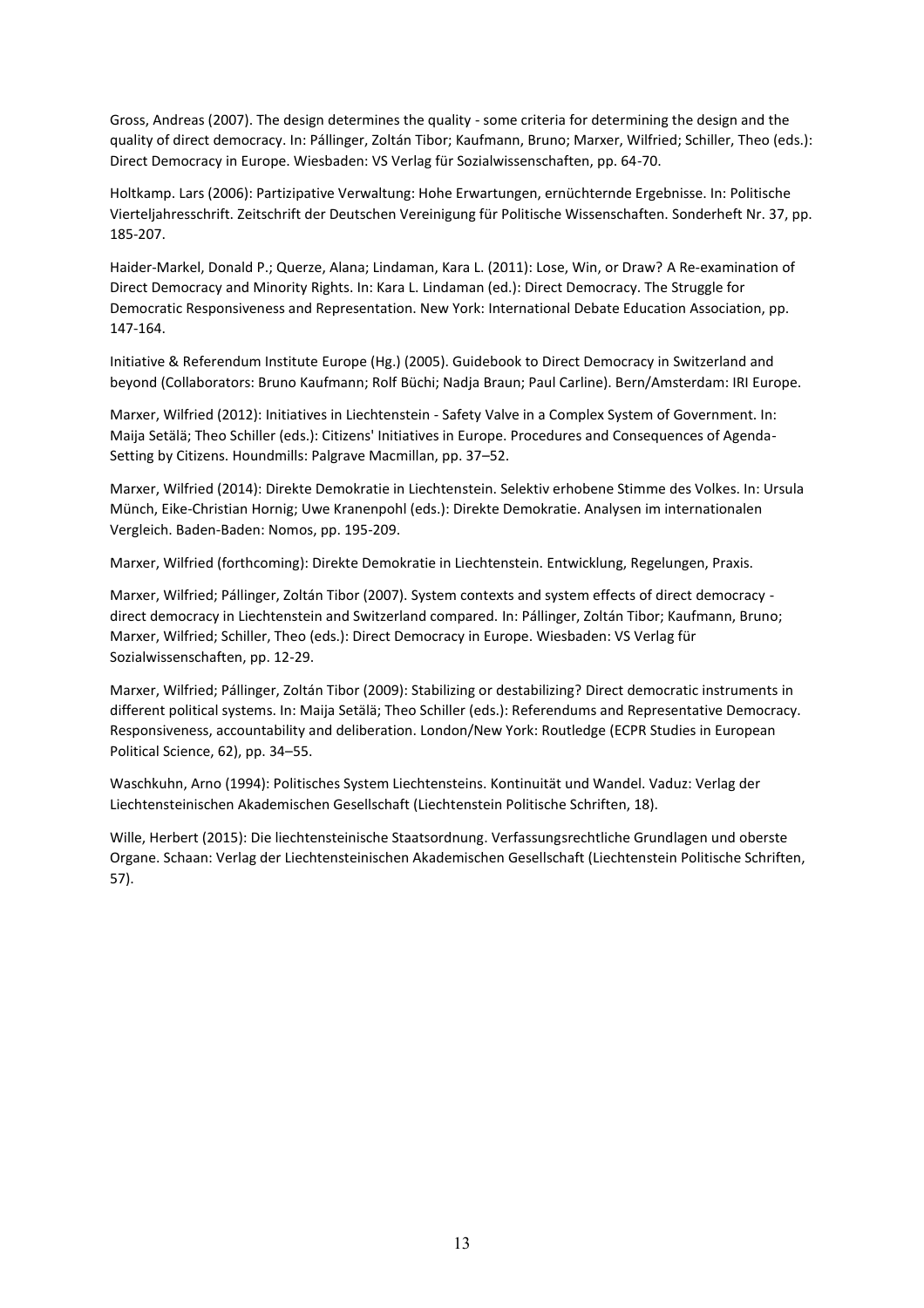Gross, Andreas (2007). The design determines the quality - some criteria for determining the design and the quality of direct democracy. In: Pállinger, Zoltán Tibor; Kaufmann, Bruno; Marxer, Wilfried; Schiller, Theo (eds.): Direct Democracy in Europe. Wiesbaden: VS Verlag für Sozialwissenschaften, pp. 64-70.

Holtkamp. Lars (2006): Partizipative Verwaltung: Hohe Erwartungen, ernüchternde Ergebnisse. In: Politische Vierteljahresschrift. Zeitschrift der Deutschen Vereinigung für Politische Wissenschaften. Sonderheft Nr. 37, pp. 185-207.

Haider-Markel, Donald P.; Querze, Alana; Lindaman, Kara L. (2011): Lose, Win, or Draw? A Re-examination of Direct Democracy and Minority Rights. In: Kara L. Lindaman (ed.): Direct Democracy. The Struggle for Democratic Responsiveness and Representation. New York: International Debate Education Association, pp. 147-164.

Initiative & Referendum Institute Europe (Hg.) (2005). Guidebook to Direct Democracy in Switzerland and beyond (Collaborators: Bruno Kaufmann; Rolf Büchi; Nadja Braun; Paul Carline). Bern/Amsterdam: IRI Europe.

Marxer, Wilfried (2012): Initiatives in Liechtenstein - Safety Valve in a Complex System of Government. In: Maija Setälä; Theo Schiller (eds.): Citizens' Initiatives in Europe. Procedures and Consequences of Agenda-Setting by Citizens. Houndmills: Palgrave Macmillan, pp. 37–52.

Marxer, Wilfried (2014): Direkte Demokratie in Liechtenstein. Selektiv erhobene Stimme des Volkes. In: Ursula Münch, Eike-Christian Hornig; Uwe Kranenpohl (eds.): Direkte Demokratie. Analysen im internationalen Vergleich. Baden-Baden: Nomos, pp. 195-209.

Marxer, Wilfried (forthcoming): Direkte Demokratie in Liechtenstein. Entwicklung, Regelungen, Praxis.

Marxer, Wilfried; Pállinger, Zoltán Tibor (2007). System contexts and system effects of direct democracy - direct democracy in Liechtenstein and Switzerland compared. In: Pállinger, Zoltán Tibor; Kaufmann, Bruno; Marxer, Wilfried; Schiller, Theo (eds.): Direct Democracy in Europe. Wiesbaden: VS Verlag für Sozialwissenschaften, pp. 12-29.

Marxer, Wilfried; Pállinger, Zoltán Tibor (2009): Stabilizing or destabilizing? Direct democratic instruments in different political systems. In: Maija Setälä; Theo Schiller (eds.): Referendums and Representative Democracy. Responsiveness, accountability and deliberation. London/New York: Routledge (ECPR Studies in European Political Science, 62), pp. 34–55.

Waschkuhn, Arno (1994): Politisches System Liechtensteins. Kontinuität und Wandel. Vaduz: Verlag der Liechtensteinischen Akademischen Gesellschaft (Liechtenstein Politische Schriften, 18).

Wille, Herbert (2015): Die liechtensteinische Staatsordnung. Verfassungsrechtliche Grundlagen und oberste Organe. Schaan: Verlag der Liechtensteinischen Akademischen Gesellschaft (Liechtenstein Politische Schriften, 57).